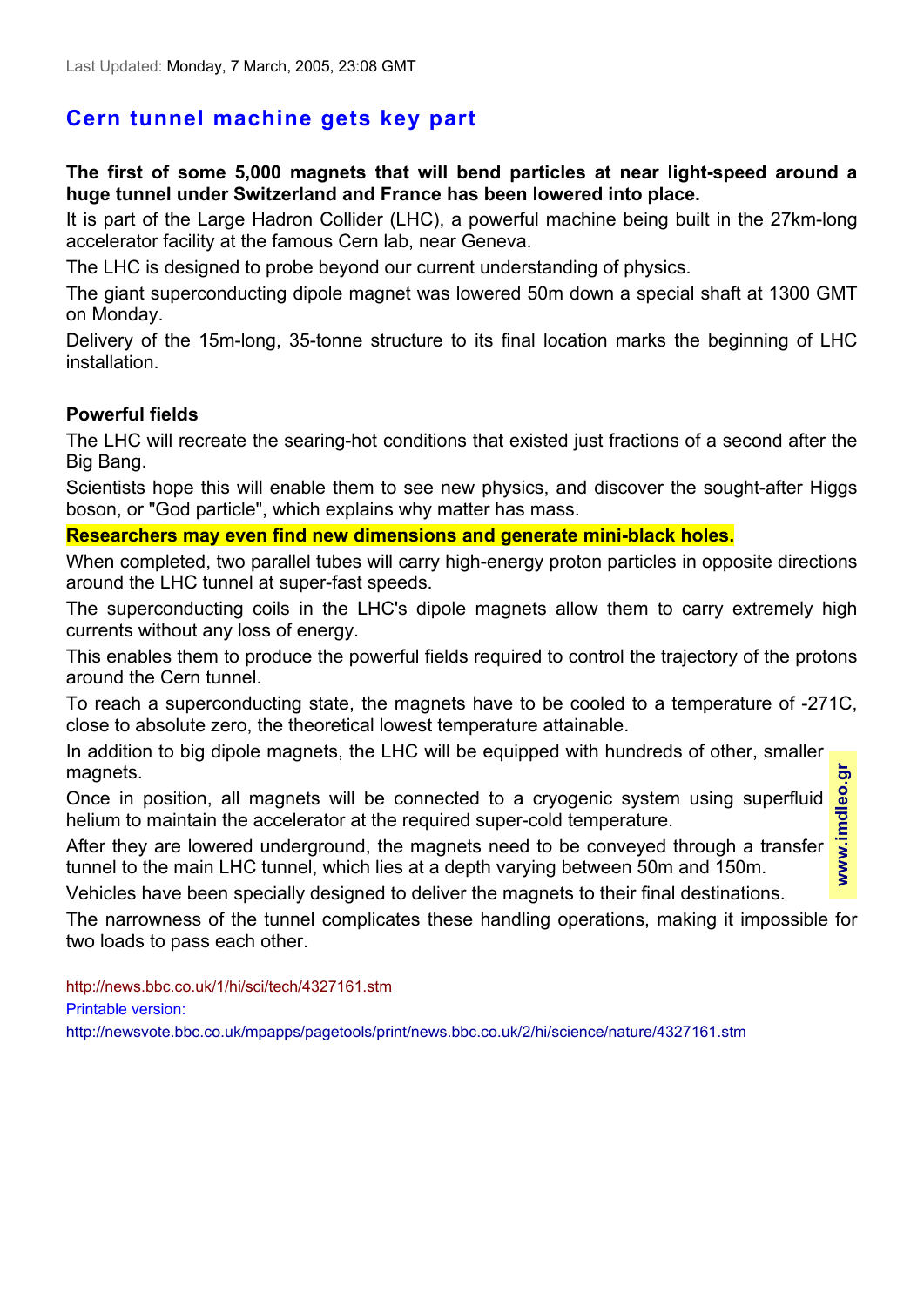Last Updated: Monday, 7 March, 2005, 23:08 GMT

# Cern tunnel machine gets key part

**The first of some 5,000 magnets that will bend particles at near light-speed around a huge tunnel under Switzerland and France has been lowered into place.**

It is part of the Large Hadron Collider (LHC), a powerful machine being built in the 27km-long accelerator facility at the famous Cern lab, near Geneva.

The LHC is designed to probe beyond our current understanding of physics.

The giant superconducting dipole magnet was lowered 50m down a special shaft at 1300 GMT on Monday.

Delivery of the 15m-long, 35-tonne structure to its final location marks the beginning of LHC installation.

## Powerful fields

The LHC will recreate the searing-hot conditions that existed just fractions of a second after the Big Bang.

Scientists hope this will enable them to see new physics, and discover the sought-after Higgs boson, or "God particle", which explains why matter has mass.

**Researchers may even find new dimensions and generate mini-black holes.**

When completed, two parallel tubes will carry high-energy proton particles in opposite directions around the LHC tunnel at super-fast speeds.

The superconducting coils in the LHC's dipole magnets allow them to carry extremely high currents without any loss of energy.

This enables them to produce the powerful fields required to control the trajectory of the protons around the Cern tunnel.

To reach a superconducting state, the magnets have to be cooled to a temperature of -271C, close to absolute zero, the theoretical lowest temperature attainable.

In addition to big dipole magnets, the LHC will be equipped with hundreds of other, smaller magnets.

Once in position, all magnets will be connected to a cryogenic system using superfluid helium to maintain the accelerator at the required super-cold temperature.

After they are lowered underground, the magnets need to be conveyed through a transfer tunnel to the main LHC tunnel, which lies at a depth varying between 50m and 150m.

Vehicles have been specially designed to deliver the magnets to their final destinations.

The narrowness of the tunnel complicates these handling operations, making it impossible for two loads to pass each other.

http://news.bbc.co.uk/1/hi/sci/tech/4327161.stm

Printable version:

http://newsvote.bbc.co.uk/mpapps/pagetools/print/news.bbc.co.uk/2/hi/science/nature/4327161.stm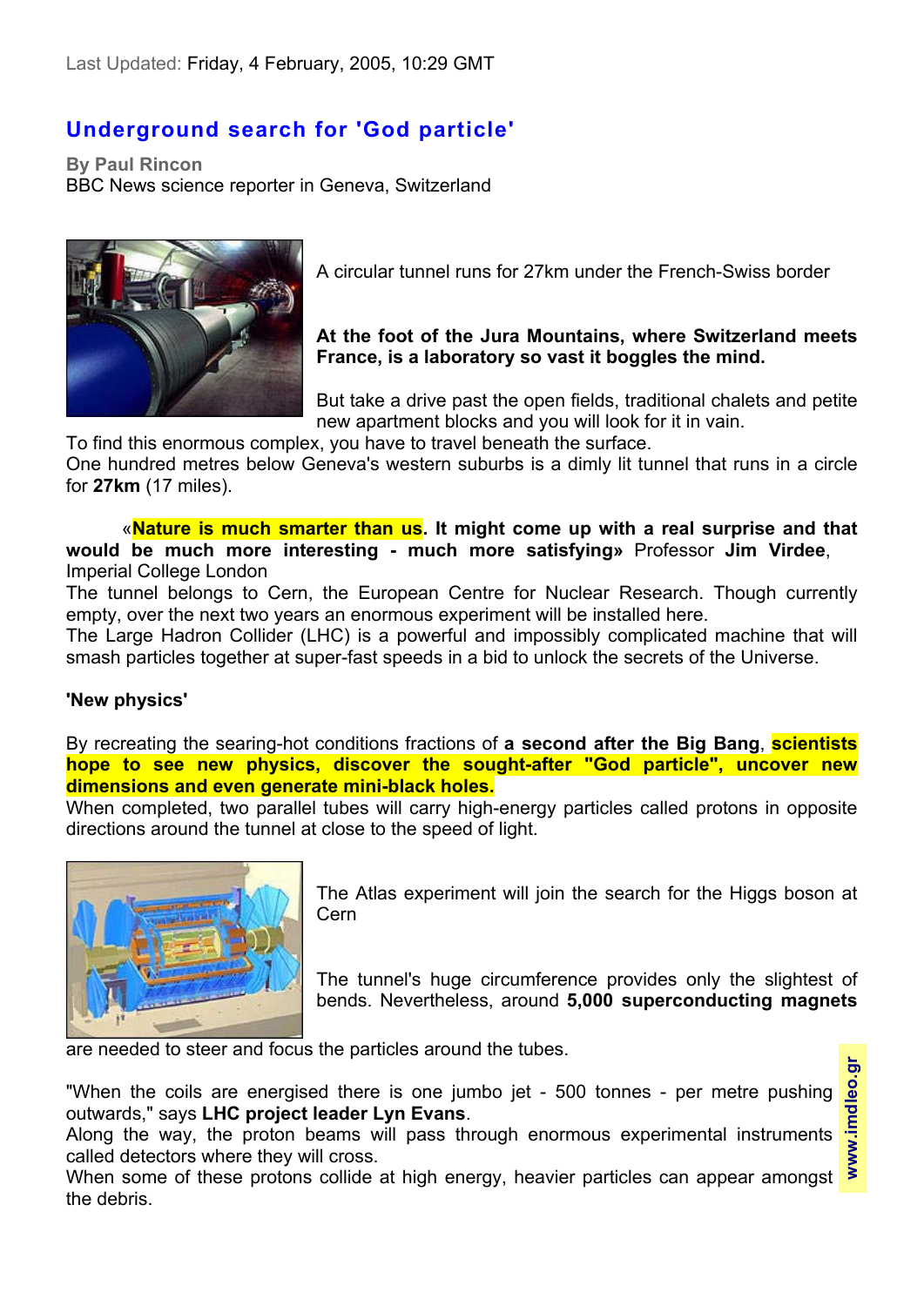Last Updated: Friday, 4 February, 2005, 10:29 GMT

# Underground search for 'God particle'

**By Paul Rincon**
BBC News science reporter in Geneva, Switzerland

A circular tunnel runs for 27km under the French-Swiss border

**At the foot of the Jura Mountains, where Switzerland meets France, is a laboratory so vast it boggles the mind.**

But take a drive past the open fields, traditional chalets and petite new apartment blocks and you will look for it in vain.
To find this enormous complex, you have to travel beneath the surface.
One hundred metres below Geneva's western suburbs is a dimly lit tunnel that runs in a circle for **27km** (17 miles).

«**Nature is much smarter than us. It might come up with a real surprise and that would be much more interesting - much more satisfying»** Professor **Jim Virdee**, Imperial College London

The tunnel belongs to Cern, the European Centre for Nuclear Research. Though currently empty, over the next two years an enormous experiment will be installed here.
The Large Hadron Collider (LHC) is a powerful and impossibly complicated machine that will smash particles together at super-fast speeds in a bid to unlock the secrets of the Universe.

## 'New physics'

By recreating the searing-hot conditions fractions of **a second after the Big Bang**, **scientists hope to see new physics, discover the sought-after "God particle", uncover new dimensions and even generate mini-black holes.**
When completed, two parallel tubes will carry high-energy particles called protons in opposite directions around the tunnel at close to the speed of light.

The Atlas experiment will join the search for the Higgs boson at Cern

The tunnel's huge circumference provides only the slightest of bends. Nevertheless, around **5,000 superconducting magnets** are needed to steer and focus the particles around the tubes.

"When the coils are energised there is one jumbo jet - 500 tonnes - per metre pushing outwards," says **LHC project leader Lyn Evans**.
Along the way, the proton beams will pass through enormous experimental instruments called detectors where they will cross.
When some of these protons collide at high energy, heavier particles can appear amongst the debris.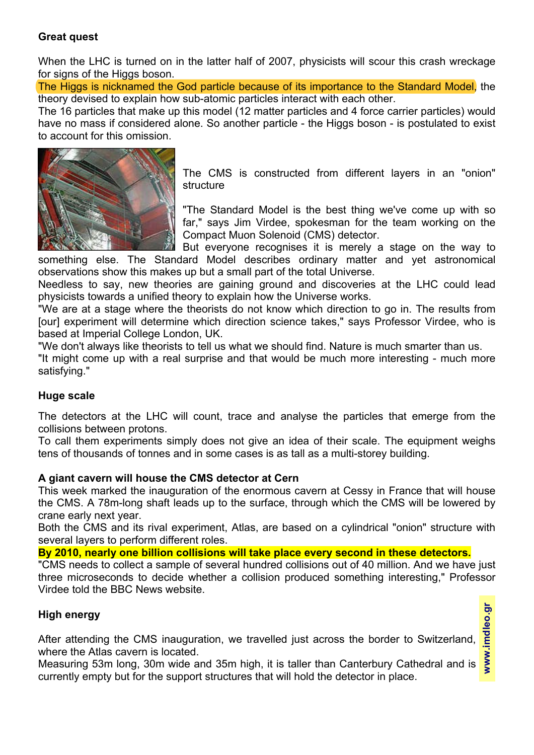**Great quest**

When the LHC is turned on in the latter half of 2007, physicists will scour this crash wreckage for signs of the Higgs boson.

The Higgs is nicknamed the God particle because of its importance to the Standard Model, the theory devised to explain how sub-atomic particles interact with each other.

The 16 particles that make up this model (12 matter particles and 4 force carrier particles) would have no mass if considered alone. So another particle - the Higgs boson - is postulated to exist to account for this omission.

The CMS is constructed from different layers in an "onion" structure

"The Standard Model is the best thing we've come up with so far," says Jim Virdee, spokesman for the team working on the Compact Muon Solenoid (CMS) detector.

But everyone recognises it is merely a stage on the way to something else. The Standard Model describes ordinary matter and yet astronomical observations show this makes up but a small part of the total Universe.

Needless to say, new theories are gaining ground and discoveries at the LHC could lead physicists towards a unified theory to explain how the Universe works.

"We are at a stage where the theorists do not know which direction to go in. The results from [our] experiment will determine which direction science takes," says Professor Virdee, who is based at Imperial College London, UK.

"We don't always like theorists to tell us what we should find. Nature is much smarter than us.

"It might come up with a real surprise and that would be much more interesting - much more satisfying."

**Huge scale**

The detectors at the LHC will count, trace and analyse the particles that emerge from the collisions between protons.

To call them experiments simply does not give an idea of their scale. The equipment weighs tens of thousands of tonnes and in some cases is as tall as a multi-storey building.

**A giant cavern will house the CMS detector at Cern**

This week marked the inauguration of the enormous cavern at Cessy in France that will house the CMS. A 78m-long shaft leads up to the surface, through which the CMS will be lowered by crane early next year.

Both the CMS and its rival experiment, Atlas, are based on a cylindrical "onion" structure with several layers to perform different roles.

**By 2010, nearly one billion collisions will take place every second in these detectors.**

"CMS needs to collect a sample of several hundred collisions out of 40 million. And we have just three microseconds to decide whether a collision produced something interesting," Professor Virdee told the BBC News website.

**High energy**

After attending the CMS inauguration, we travelled just across the border to Switzerland, where the Atlas cavern is located.

Measuring 53m long, 30m wide and 35m high, it is taller than Canterbury Cathedral and is currently empty but for the support structures that will hold the detector in place.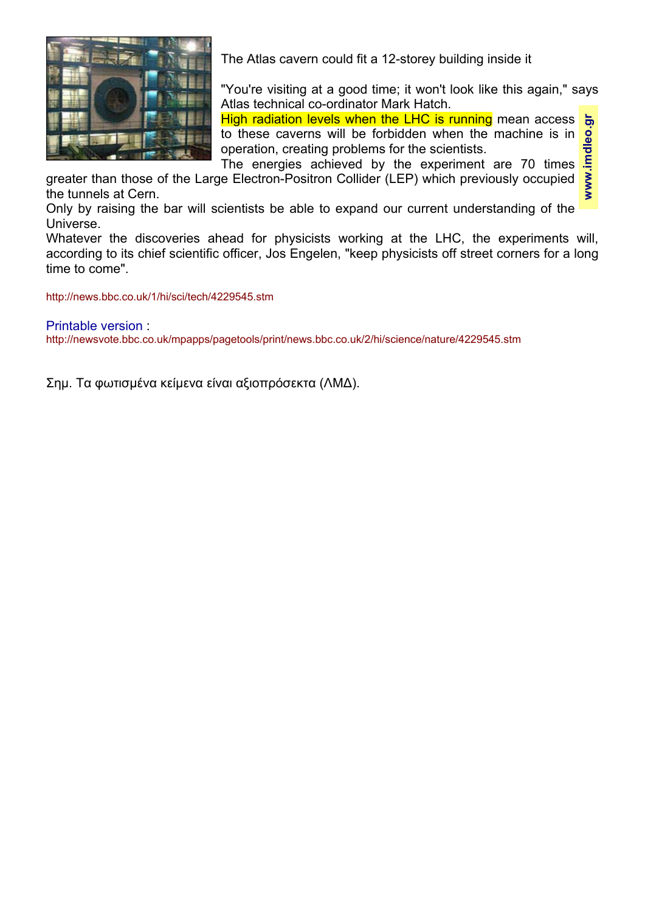The Atlas cavern could fit a 12-storey building inside it

"You're visiting at a good time; it won't look like this again," says Atlas technical co-ordinator Mark Hatch.

High radiation levels when the LHC is running mean access to these caverns will be forbidden when the machine is in operation, creating problems for the scientists.

The energies achieved by the experiment are 70 times greater than those of the Large Electron-Positron Collider (LEP) which previously occupied the tunnels at Cern.

Only by raising the bar will scientists be able to expand our current understanding of the Universe.

Whatever the discoveries ahead for physicists working at the LHC, the experiments will, according to its chief scientific officer, Jos Engelen, "keep physicists off street corners for a long time to come".

http://news.bbc.co.uk/1/hi/sci/tech/4229545.stm

Printable version :
http://newsvote.bbc.co.uk/mpapps/pagetools/print/news.bbc.co.uk/2/hi/science/nature/4229545.stm

Σημ. Τα φωτισμένα κείμενα είναι αξιοπρόσεκτα (ΛΜΔ).

www.imdleo.gr